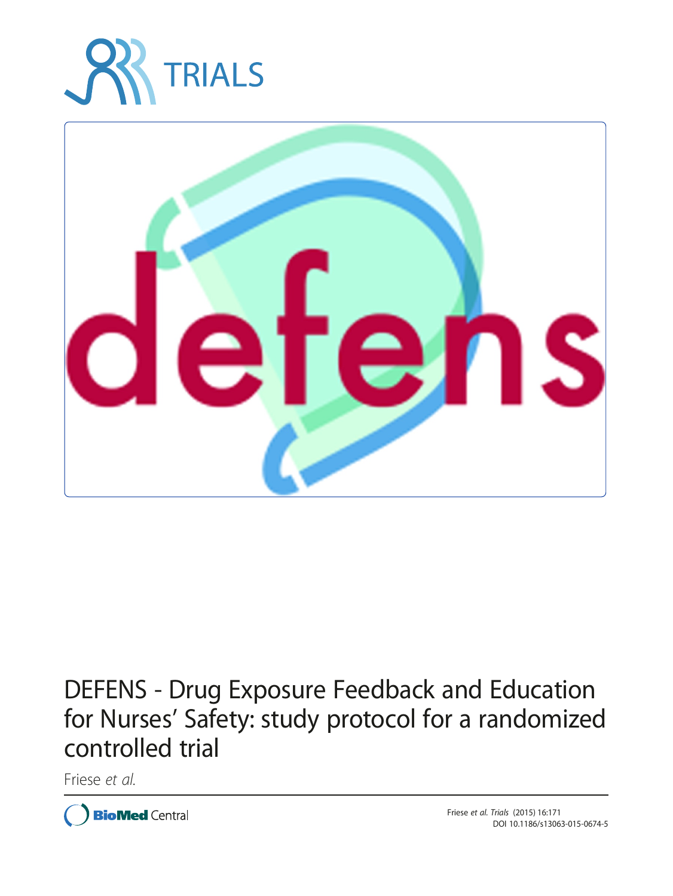# DEFENS - Drug Exposure Feedback and Education for Nurses' Safety: study protocol for a randomized controlled trial

Friese *et al.*

Friese *et al. Trials* (2015) 16:171
DOI 10.1186/s13063-015-0674-5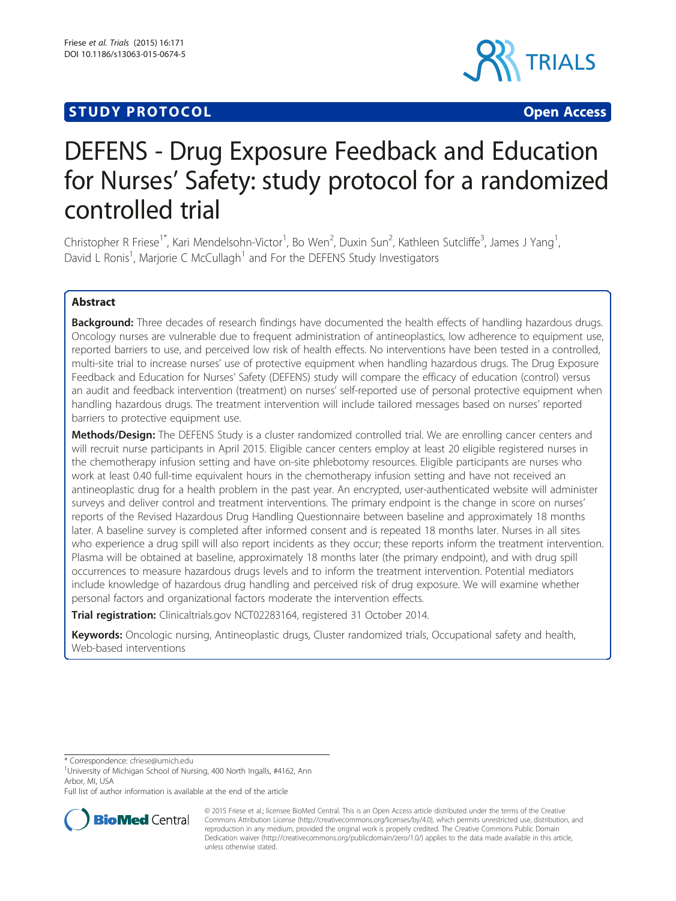# DEFENS - Drug Exposure Feedback and Education for Nurses' Safety: study protocol for a randomized controlled trial

Christopher R Friese[1*], Kari Mendelsohn-Victor[1], Bo Wen[2], Duxin Sun[2], Kathleen Sutcliffe[3], James J Yang[1], David L Ronis[1], Marjorie C McCullagh[1] and For the DEFENS Study Investigators

## Abstract

**Background:** Three decades of research findings have documented the health effects of handling hazardous drugs. Oncology nurses are vulnerable due to frequent administration of antineoplastics, low adherence to equipment use, reported barriers to use, and perceived low risk of health effects. No interventions have been tested in a controlled, multi-site trial to increase nurses' use of protective equipment when handling hazardous drugs. The Drug Exposure Feedback and Education for Nurses' Safety (DEFENS) study will compare the efficacy of education (control) versus an audit and feedback intervention (treatment) on nurses' self-reported use of personal protective equipment when handling hazardous drugs. The treatment intervention will include tailored messages based on nurses' reported barriers to protective equipment use.

**Methods/Design:** The DEFENS Study is a cluster randomized controlled trial. We are enrolling cancer centers and will recruit nurse participants in April 2015. Eligible cancer centers employ at least 20 eligible registered nurses in the chemotherapy infusion setting and have on-site phlebotomy resources. Eligible participants are nurses who work at least 0.40 full-time equivalent hours in the chemotherapy infusion setting and have not received an antineoplastic drug for a health problem in the past year. An encrypted, user-authenticated website will administer surveys and deliver control and treatment interventions. The primary endpoint is the change in score on nurses' reports of the Revised Hazardous Drug Handling Questionnaire between baseline and approximately 18 months later. A baseline survey is completed after informed consent and is repeated 18 months later. Nurses in all sites who experience a drug spill will also report incidents as they occur; these reports inform the treatment intervention. Plasma will be obtained at baseline, approximately 18 months later (the primary endpoint), and with drug spill occurrences to measure hazardous drugs levels and to inform the treatment intervention. Potential mediators include knowledge of hazardous drug handling and perceived risk of drug exposure. We will examine whether personal factors and organizational factors moderate the intervention effects.

**Trial registration:** Clinicaltrials.gov NCT02283164, registered 31 October 2014.

**Keywords:** Oncologic nursing, Antineoplastic drugs, Cluster randomized trials, Occupational safety and health, Web-based interventions

\* Correspondence: cfriese@umich.edu
[1]University of Michigan School of Nursing, 400 North Ingalls, #4162, Ann Arbor, MI, USA
Full list of author information is available at the end of the article

© 2015 Friese et al.; licensee BioMed Central. This is an Open Access article distributed under the terms of the Creative Commons Attribution License (http://creativecommons.org/licenses/by/4.0), which permits unrestricted use, distribution, and reproduction in any medium, provided the original work is properly credited. The Creative Commons Public Domain Dedication waiver (http://creativecommons.org/publicdomain/zero/1.0/) applies to the data made available in this article, unless otherwise stated.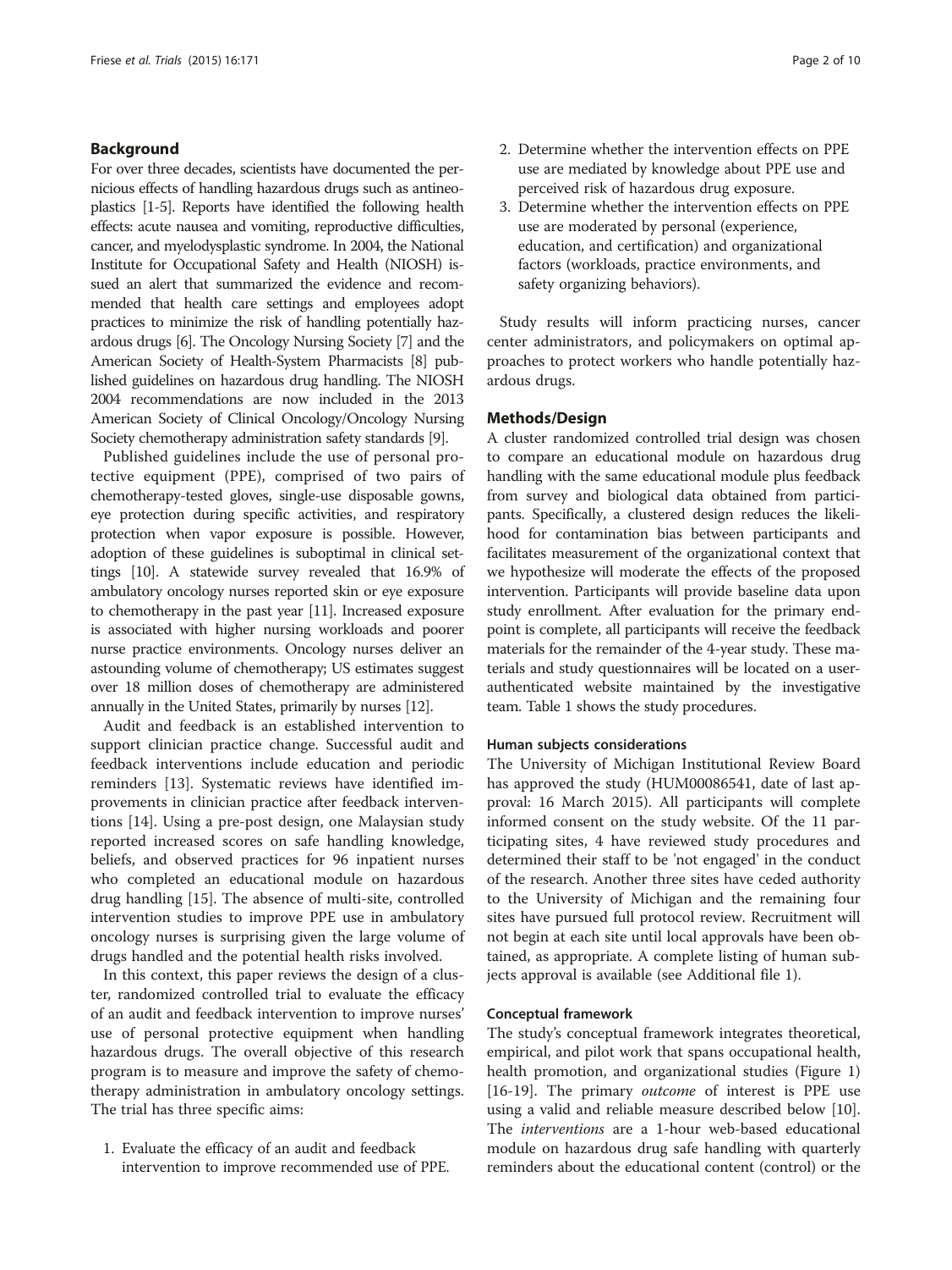## Background

For over three decades, scientists have documented the pernicious effects of handling hazardous drugs such as antineoplastics [1-5]. Reports have identified the following health effects: acute nausea and vomiting, reproductive difficulties, cancer, and myelodysplastic syndrome. In 2004, the National Institute for Occupational Safety and Health (NIOSH) issued an alert that summarized the evidence and recommended that health care settings and employees adopt practices to minimize the risk of handling potentially hazardous drugs [6]. The Oncology Nursing Society [7] and the American Society of Health-System Pharmacists [8] published guidelines on hazardous drug handling. The NIOSH 2004 recommendations are now included in the 2013 American Society of Clinical Oncology/Oncology Nursing Society chemotherapy administration safety standards [9].

Published guidelines include the use of personal protective equipment (PPE), comprised of two pairs of chemotherapy-tested gloves, single-use disposable gowns, eye protection during specific activities, and respiratory protection when vapor exposure is possible. However, adoption of these guidelines is suboptimal in clinical settings [10]. A statewide survey revealed that 16.9% of ambulatory oncology nurses reported skin or eye exposure to chemotherapy in the past year [11]. Increased exposure is associated with higher nursing workloads and poorer nurse practice environments. Oncology nurses deliver an astounding volume of chemotherapy; US estimates suggest over 18 million doses of chemotherapy are administered annually in the United States, primarily by nurses [12].

Audit and feedback is an established intervention to support clinician practice change. Successful audit and feedback interventions include education and periodic reminders [13]. Systematic reviews have identified improvements in clinician practice after feedback interventions [14]. Using a pre-post design, one Malaysian study reported increased scores on safe handling knowledge, beliefs, and observed practices for 96 inpatient nurses who completed an educational module on hazardous drug handling [15]. The absence of multi-site, controlled intervention studies to improve PPE use in ambulatory oncology nurses is surprising given the large volume of drugs handled and the potential health risks involved.

In this context, this paper reviews the design of a cluster, randomized controlled trial to evaluate the efficacy of an audit and feedback intervention to improve nurses' use of personal protective equipment when handling hazardous drugs. The overall objective of this research program is to measure and improve the safety of chemotherapy administration in ambulatory oncology settings. The trial has three specific aims:

1. Evaluate the efficacy of an audit and feedback intervention to improve recommended use of PPE.
2. Determine whether the intervention effects on PPE use are mediated by knowledge about PPE use and perceived risk of hazardous drug exposure.
3. Determine whether the intervention effects on PPE use are moderated by personal (experience, education, and certification) and organizational factors (workloads, practice environments, and safety organizing behaviors).

Study results will inform practicing nurses, cancer center administrators, and policymakers on optimal approaches to protect workers who handle potentially hazardous drugs.

## Methods/Design

A cluster randomized controlled trial design was chosen to compare an educational module on hazardous drug handling with the same educational module plus feedback from survey and biological data obtained from participants. Specifically, a clustered design reduces the likelihood for contamination bias between participants and facilitates measurement of the organizational context that we hypothesize will moderate the effects of the proposed intervention. Participants will provide baseline data upon study enrollment. After evaluation for the primary endpoint is complete, all participants will receive the feedback materials for the remainder of the 4-year study. These materials and study questionnaires will be located on a user-authenticated website maintained by the investigative team. Table 1 shows the study procedures.

### Human subjects considerations

The University of Michigan Institutional Review Board has approved the study (HUM00086541, date of last approval: 16 March 2015). All participants will complete informed consent on the study website. Of the 11 participating sites, 4 have reviewed study procedures and determined their staff to be 'not engaged' in the conduct of the research. Another three sites have ceded authority to the University of Michigan and the remaining four sites have pursued full protocol review. Recruitment will not begin at each site until local approvals have been obtained, as appropriate. A complete listing of human subjects approval is available (see Additional file 1).

### Conceptual framework

The study's conceptual framework integrates theoretical, empirical, and pilot work that spans occupational health, health promotion, and organizational studies (Figure 1) [16-19]. The primary *outcome* of interest is PPE use using a valid and reliable measure described below [10]. The *interventions* are a 1-hour web-based educational module on hazardous drug safe handling with quarterly reminders about the educational content (control) or the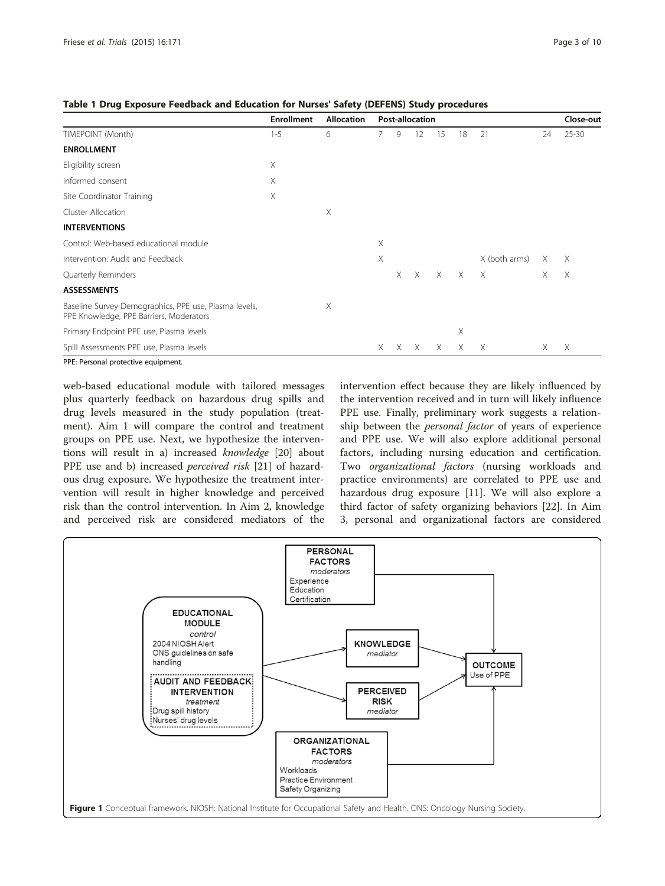**Table 1 Drug Exposure Feedback and Education for Nurses' Safety (DEFENS) Study procedures**

| | Enrollment | Allocation | Post-allocation | | | | | | | Close-out |
|---|---|---|---|---|---|---|---|---|---|---|
| TIMEPOINT (Month) | 1-5 | 6 | 7 | 9 | 12 | 15 | 18 | 21 | 24 | 25-30 |
| **ENROLLMENT** | | | | | | | | | | |
| Eligibility screen | X | | | | | | | | | |
| Informed consent | X | | | | | | | | | |
| Site Coordinator Training | X | | | | | | | | | |
| Cluster Allocation | | X | | | | | | | | |
| **INTERVENTIONS** | | | | | | | | | | |
| Control: Web-based educational module | | | X | | | | | | | |
| Intervention: Audit and Feedback | | | X | | | | | X (both arms) | X | X |
| Quarterly Reminders | | | | X | X | X | X | X | X | X |
| **ASSESSMENTS** | | | | | | | | | | |
| Baseline Survey Demographics, PPE use, Plasma levels, PPE Knowledge, PPE Barriers, Moderators | | X | | | | | | | | |
| Primary Endpoint PPE use, Plasma levels | | | | | | | X | | | |
| Spill Assessments PPE use, Plasma levels | | | X | X | X | X | X | X | X | X |

PPE: Personal protective equipment.

web-based educational module with tailored messages plus quarterly feedback on hazardous drug spills and drug levels measured in the study population (treatment). Aim 1 will compare the control and treatment groups on PPE use. Next, we hypothesize the interventions will result in a) increased *knowledge* [20] about PPE use and b) increased *perceived risk* [21] of hazardous drug exposure. We hypothesize the treatment intervention will result in higher knowledge and perceived risk than the control intervention. In Aim 2, knowledge and perceived risk are considered mediators of the intervention effect because they are likely influenced by the intervention received and in turn will likely influence PPE use. Finally, preliminary work suggests a relationship between the *personal factor* of years of experience and PPE use. We will also explore additional personal factors, including nursing education and certification. Two *organizational factors* (nursing workloads and practice environments) are correlated to PPE use and hazardous drug exposure [11]. We will also explore a third factor of safety organizing behaviors [22]. In Aim 3, personal and organizational factors are considered

**Figure 1** Conceptual framework. NIOSH: National Institute for Occupational Safety and Health. ONS: Oncology Nursing Society.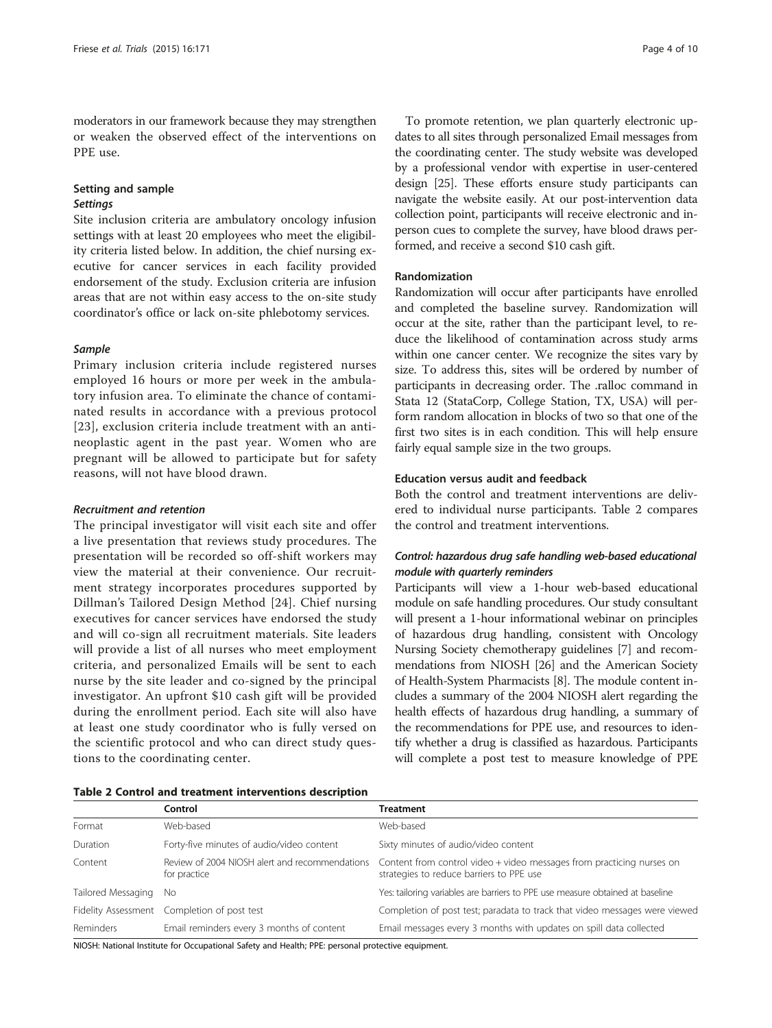moderators in our framework because they may strengthen or weaken the observed effect of the interventions on PPE use.

### Setting and sample

#### *Settings*

Site inclusion criteria are ambulatory oncology infusion settings with at least 20 employees who meet the eligibility criteria listed below. In addition, the chief nursing executive for cancer services in each facility provided endorsement of the study. Exclusion criteria are infusion areas that are not within easy access to the on-site study coordinator's office or lack on-site phlebotomy services.

#### *Sample*

Primary inclusion criteria include registered nurses employed 16 hours or more per week in the ambulatory infusion area. To eliminate the chance of contaminated results in accordance with a previous protocol [23], exclusion criteria include treatment with an antineoplastic agent in the past year. Women who are pregnant will be allowed to participate but for safety reasons, will not have blood drawn.

#### *Recruitment and retention*

The principal investigator will visit each site and offer a live presentation that reviews study procedures. The presentation will be recorded so off-shift workers may view the material at their convenience. Our recruitment strategy incorporates procedures supported by Dillman's Tailored Design Method [24]. Chief nursing executives for cancer services have endorsed the study and will co-sign all recruitment materials. Site leaders will provide a list of all nurses who meet employment criteria, and personalized Emails will be sent to each nurse by the site leader and co-signed by the principal investigator. An upfront $10 cash gift will be provided during the enrollment period. Each site will also have at least one study coordinator who is fully versed on the scientific protocol and who can direct study questions to the coordinating center.

To promote retention, we plan quarterly electronic updates to all sites through personalized Email messages from the coordinating center. The study website was developed by a professional vendor with expertise in user-centered design [25]. These efforts ensure study participants can navigate the website easily. At our post-intervention data collection point, participants will receive electronic and in-person cues to complete the survey, have blood draws performed, and receive a second $10 cash gift.

### Randomization

Randomization will occur after participants have enrolled and completed the baseline survey. Randomization will occur at the site, rather than the participant level, to reduce the likelihood of contamination across study arms within one cancer center. We recognize the sites vary by size. To address this, sites will be ordered by number of participants in decreasing order. The .ralloc command in Stata 12 (StataCorp, College Station, TX, USA) will perform random allocation in blocks of two so that one of the first two sites is in each condition. This will help ensure fairly equal sample size in the two groups.

### Education versus audit and feedback

Both the control and treatment interventions are delivered to individual nurse participants. Table 2 compares the control and treatment interventions.

#### *Control: hazardous drug safe handling web-based educational module with quarterly reminders*

Participants will view a 1-hour web-based educational module on safe handling procedures. Our study consultant will present a 1-hour informational webinar on principles of hazardous drug handling, consistent with Oncology Nursing Society chemotherapy guidelines [7] and recommendations from NIOSH [26] and the American Society of Health-System Pharmacists [8]. The module content includes a summary of the 2004 NIOSH alert regarding the health effects of hazardous drug handling, a summary of the recommendations for PPE use, and resources to identify whether a drug is classified as hazardous. Participants will complete a post test to measure knowledge of PPE

**Table 2 Control and treatment interventions description**

| | Control | Treatment |
|---|---|---|
| Format | Web-based | Web-based |
| Duration | Forty-five minutes of audio/video content | Sixty minutes of audio/video content |
| Content | Review of 2004 NIOSH alert and recommendations for practice | Content from control video + video messages from practicing nurses on strategies to reduce barriers to PPE use |
| Tailored Messaging | No | Yes: tailoring variables are barriers to PPE use measure obtained at baseline |
| Fidelity Assessment | Completion of post test | Completion of post test; paradata to track that video messages were viewed |
| Reminders | Email reminders every 3 months of content | Email messages every 3 months with updates on spill data collected |

NIOSH: National Institute for Occupational Safety and Health; PPE: personal protective equipment.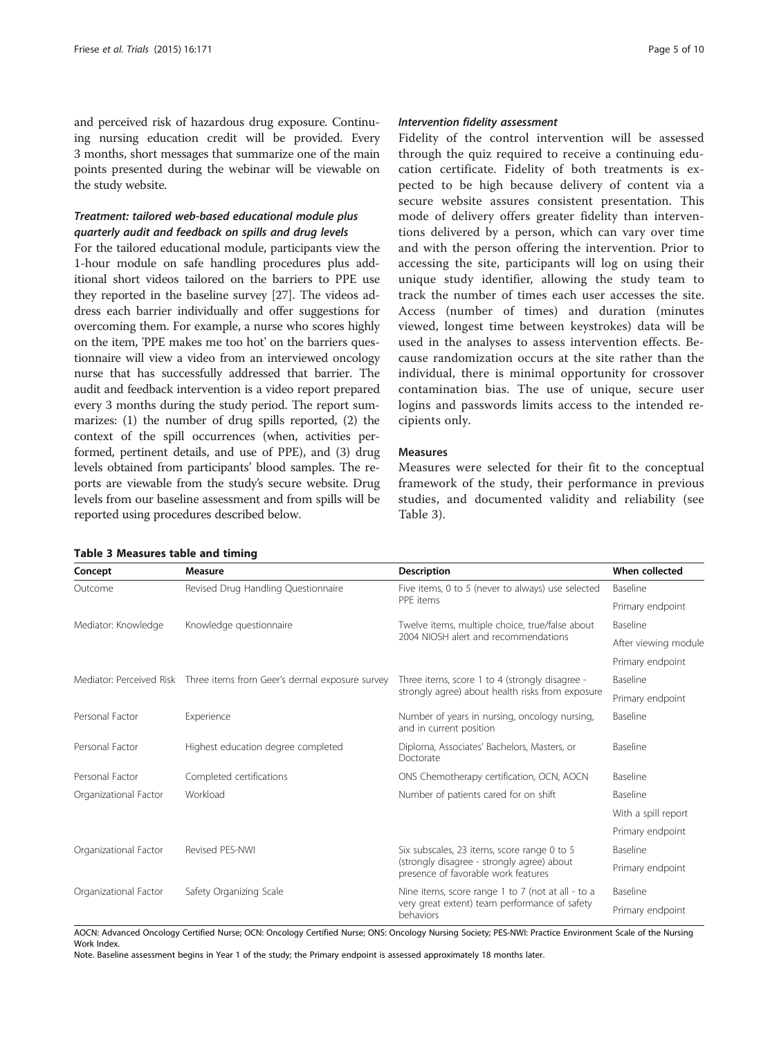and perceived risk of hazardous drug exposure. Continuing nursing education credit will be provided. Every 3 months, short messages that summarize one of the main points presented during the webinar will be viewable on the study website.

### *Treatment: tailored web-based educational module plus quarterly audit and feedback on spills and drug levels*

For the tailored educational module, participants view the 1-hour module on safe handling procedures plus additional short videos tailored on the barriers to PPE use they reported in the baseline survey [27]. The videos address each barrier individually and offer suggestions for overcoming them. For example, a nurse who scores highly on the item, 'PPE makes me too hot' on the barriers questionnaire will view a video from an interviewed oncology nurse that has successfully addressed that barrier. The audit and feedback intervention is a video report prepared every 3 months during the study period. The report summarizes: (1) the number of drug spills reported, (2) the context of the spill occurrences (when, activities performed, pertinent details, and use of PPE), and (3) drug levels obtained from participants' blood samples. The reports are viewable from the study's secure website. Drug levels from our baseline assessment and from spills will be reported using procedures described below.

### *Intervention fidelity assessment*

Fidelity of the control intervention will be assessed through the quiz required to receive a continuing education certificate. Fidelity of both treatments is expected to be high because delivery of content via a secure website assures consistent presentation. This mode of delivery offers greater fidelity than interventions delivered by a person, which can vary over time and with the person offering the intervention. Prior to accessing the site, participants will log on using their unique study identifier, allowing the study team to track the number of times each user accesses the site. Access (number of times) and duration (minutes viewed, longest time between keystrokes) data will be used in the analyses to assess intervention effects. Because randomization occurs at the site rather than the individual, there is minimal opportunity for crossover contamination bias. The use of unique, secure user logins and passwords limits access to the intended recipients only.

### Measures

Measures were selected for their fit to the conceptual framework of the study, their performance in previous studies, and documented validity and reliability (see Table 3).

**Table 3 Measures table and timing**

| Concept | Measure | Description | When collected |
|---|---|---|---|
| Outcome | Revised Drug Handling Questionnaire | Five items, 0 to 5 (never to always) use selected PPE items | Baseline |
| | | | Primary endpoint |
| Mediator: Knowledge | Knowledge questionnaire | Twelve items, multiple choice, true/false about 2004 NIOSH alert and recommendations | Baseline |
| | | | After viewing module |
| | | | Primary endpoint |
| Mediator: Perceived Risk | Three items from Geer's dermal exposure survey | Three items, score 1 to 4 (strongly disagree - strongly agree) about health risks from exposure | Baseline |
| | | | Primary endpoint |
| Personal Factor | Experience | Number of years in nursing, oncology nursing, and in current position | Baseline |
| Personal Factor | Highest education degree completed | Diploma, Associates' Bachelors, Masters, or Doctorate | Baseline |
| Personal Factor | Completed certifications | ONS Chemotherapy certification, OCN, AOCN | Baseline |
| Organizational Factor | Workload | Number of patients cared for on shift | Baseline |
| | | | With a spill report |
| | | | Primary endpoint |
| Organizational Factor | Revised PES-NWI | Six subscales, 23 items, score range 0 to 5 (strongly disagree - strongly agree) about presence of favorable work features | Baseline |
| | | | Primary endpoint |
| Organizational Factor | Safety Organizing Scale | Nine items, score range 1 to 7 (not at all - to a very great extent) team performance of safety behaviors | Baseline |
| | | | Primary endpoint |

AOCN: Advanced Oncology Certified Nurse; OCN: Oncology Certified Nurse; ONS: Oncology Nursing Society; PES-NWI: Practice Environment Scale of the Nursing Work Index.

Note. Baseline assessment begins in Year 1 of the study; the Primary endpoint is assessed approximately 18 months later.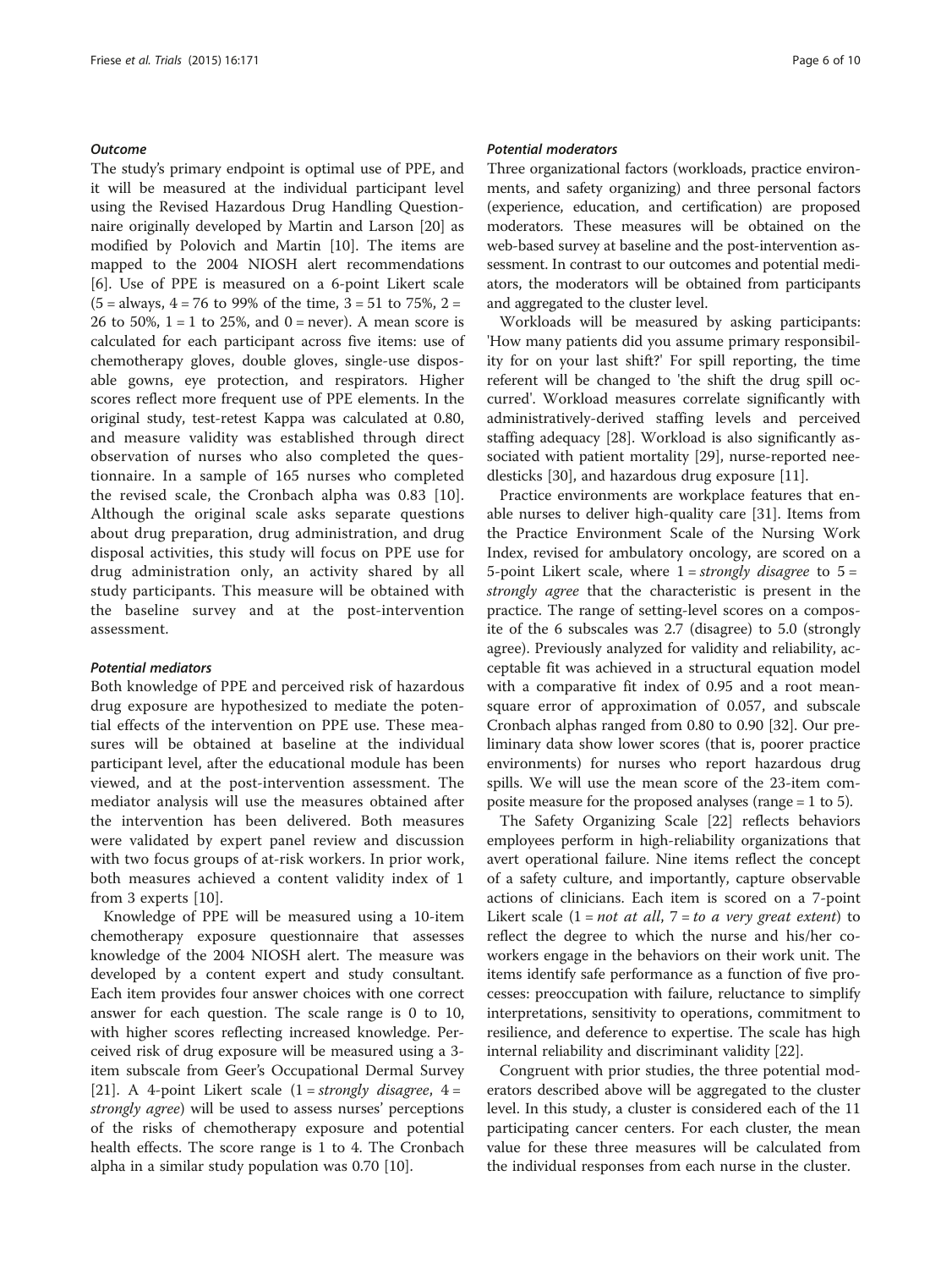#### *Outcome*

The study's primary endpoint is optimal use of PPE, and it will be measured at the individual participant level using the Revised Hazardous Drug Handling Questionnaire originally developed by Martin and Larson [20] as modified by Polovich and Martin [10]. The items are mapped to the 2004 NIOSH alert recommendations [6]. Use of PPE is measured on a 6-point Likert scale (5 = always, 4 = 76 to 99% of the time, 3 = 51 to 75%, 2 = 26 to 50%, 1 = 1 to 25%, and 0 = never). A mean score is calculated for each participant across five items: use of chemotherapy gloves, double gloves, single-use disposable gowns, eye protection, and respirators. Higher scores reflect more frequent use of PPE elements. In the original study, test-retest Kappa was calculated at 0.80, and measure validity was established through direct observation of nurses who also completed the questionnaire. In a sample of 165 nurses who completed the revised scale, the Cronbach alpha was 0.83 [10]. Although the original scale asks separate questions about drug preparation, drug administration, and drug disposal activities, this study will focus on PPE use for drug administration only, an activity shared by all study participants. This measure will be obtained with the baseline survey and at the post-intervention assessment.

#### *Potential mediators*

Both knowledge of PPE and perceived risk of hazardous drug exposure are hypothesized to mediate the potential effects of the intervention on PPE use. These measures will be obtained at baseline at the individual participant level, after the educational module has been viewed, and at the post-intervention assessment. The mediator analysis will use the measures obtained after the intervention has been delivered. Both measures were validated by expert panel review and discussion with two focus groups of at-risk workers. In prior work, both measures achieved a content validity index of 1 from 3 experts [10].

Knowledge of PPE will be measured using a 10-item chemotherapy exposure questionnaire that assesses knowledge of the 2004 NIOSH alert. The measure was developed by a content expert and study consultant. Each item provides four answer choices with one correct answer for each question. The scale range is 0 to 10, with higher scores reflecting increased knowledge. Perceived risk of drug exposure will be measured using a 3-item subscale from Geer's Occupational Dermal Survey [21]. A 4-point Likert scale (1 = *strongly disagree*, 4 = *strongly agree*) will be used to assess nurses' perceptions of the risks of chemotherapy exposure and potential health effects. The score range is 1 to 4. The Cronbach alpha in a similar study population was 0.70 [10].

#### *Potential moderators*

Three organizational factors (workloads, practice environments, and safety organizing) and three personal factors (experience, education, and certification) are proposed moderators. These measures will be obtained on the web-based survey at baseline and the post-intervention assessment. In contrast to our outcomes and potential mediators, the moderators will be obtained from participants and aggregated to the cluster level.

Workloads will be measured by asking participants: 'How many patients did you assume primary responsibility for on your last shift?' For spill reporting, the time referent will be changed to 'the shift the drug spill occurred'. Workload measures correlate significantly with administratively-derived staffing levels and perceived staffing adequacy [28]. Workload is also significantly associated with patient mortality [29], nurse-reported needlesticks [30], and hazardous drug exposure [11].

Practice environments are workplace features that enable nurses to deliver high-quality care [31]. Items from the Practice Environment Scale of the Nursing Work Index, revised for ambulatory oncology, are scored on a 5-point Likert scale, where 1 = *strongly disagree* to 5 = *strongly agree* that the characteristic is present in the practice. The range of setting-level scores on a composite of the 6 subscales was 2.7 (disagree) to 5.0 (strongly agree). Previously analyzed for validity and reliability, acceptable fit was achieved in a structural equation model with a comparative fit index of 0.95 and a root mean-square error of approximation of 0.057, and subscale Cronbach alphas ranged from 0.80 to 0.90 [32]. Our preliminary data show lower scores (that is, poorer practice environments) for nurses who report hazardous drug spills. We will use the mean score of the 23-item composite measure for the proposed analyses (range = 1 to 5).

The Safety Organizing Scale [22] reflects behaviors employees perform in high-reliability organizations that avert operational failure. Nine items reflect the concept of a safety culture, and importantly, capture observable actions of clinicians. Each item is scored on a 7-point Likert scale (1 = *not at all*, 7 = *to a very great extent*) to reflect the degree to which the nurse and his/her coworkers engage in the behaviors on their work unit. The items identify safe performance as a function of five processes: preoccupation with failure, reluctance to simplify interpretations, sensitivity to operations, commitment to resilience, and deference to expertise. The scale has high internal reliability and discriminant validity [22].

Congruent with prior studies, the three potential moderators described above will be aggregated to the cluster level. In this study, a cluster is considered each of the 11 participating cancer centers. For each cluster, the mean value for these three measures will be calculated from the individual responses from each nurse in the cluster.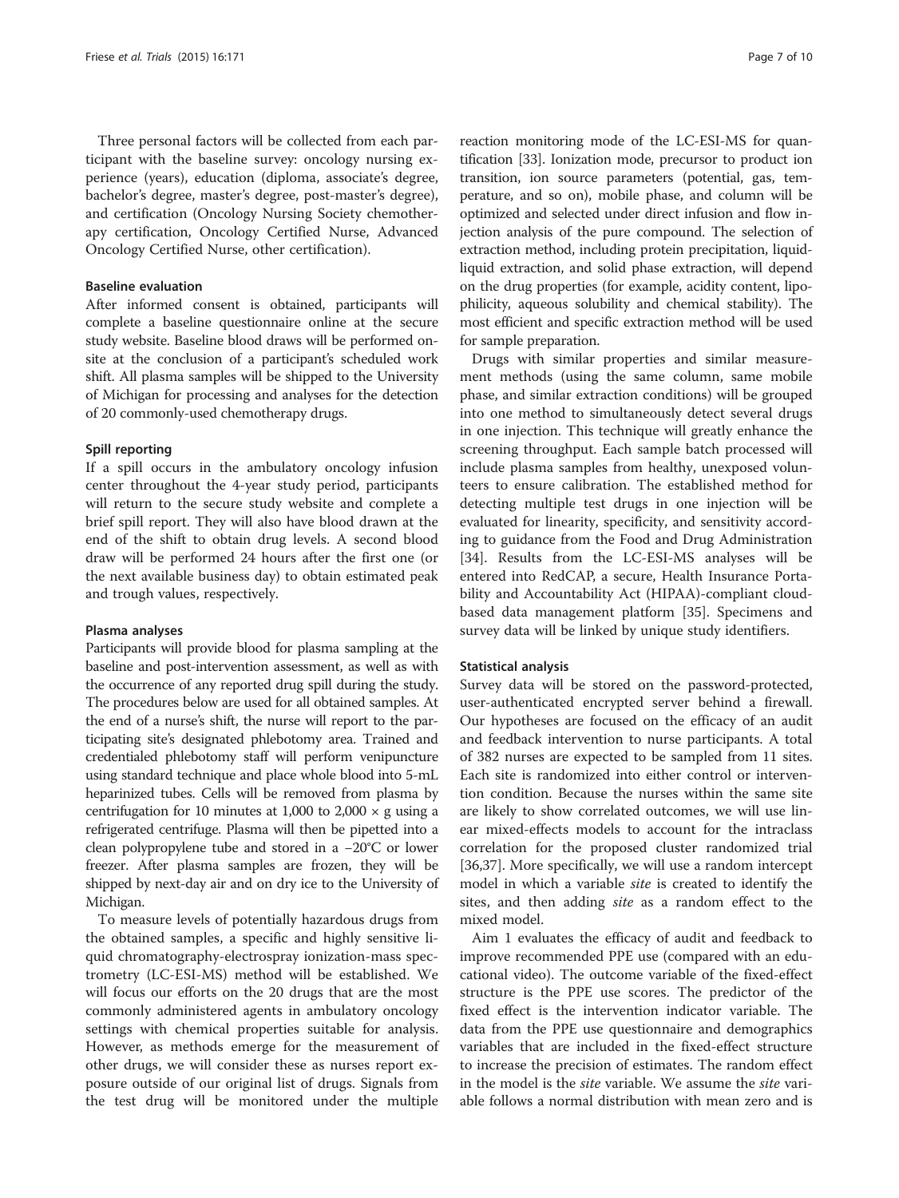Three personal factors will be collected from each participant with the baseline survey: oncology nursing experience (years), education (diploma, associate's degree, bachelor's degree, master's degree, post-master's degree), and certification (Oncology Nursing Society chemotherapy certification, Oncology Certified Nurse, Advanced Oncology Certified Nurse, other certification).

#### Baseline evaluation

After informed consent is obtained, participants will complete a baseline questionnaire online at the secure study website. Baseline blood draws will be performed onsite at the conclusion of a participant's scheduled work shift. All plasma samples will be shipped to the University of Michigan for processing and analyses for the detection of 20 commonly-used chemotherapy drugs.

#### Spill reporting

If a spill occurs in the ambulatory oncology infusion center throughout the 4-year study period, participants will return to the secure study website and complete a brief spill report. They will also have blood drawn at the end of the shift to obtain drug levels. A second blood draw will be performed 24 hours after the first one (or the next available business day) to obtain estimated peak and trough values, respectively.

#### Plasma analyses

Participants will provide blood for plasma sampling at the baseline and post-intervention assessment, as well as with the occurrence of any reported drug spill during the study. The procedures below are used for all obtained samples. At the end of a nurse's shift, the nurse will report to the participating site's designated phlebotomy area. Trained and credentialed phlebotomy staff will perform venipuncture using standard technique and place whole blood into 5-mL heparinized tubes. Cells will be removed from plasma by centrifugation for 10 minutes at 1,000 to 2,000 × g using a refrigerated centrifuge. Plasma will then be pipetted into a clean polypropylene tube and stored in a −20°C or lower freezer. After plasma samples are frozen, they will be shipped by next-day air and on dry ice to the University of Michigan.

To measure levels of potentially hazardous drugs from the obtained samples, a specific and highly sensitive liquid chromatography-electrospray ionization-mass spectrometry (LC-ESI-MS) method will be established. We will focus our efforts on the 20 drugs that are the most commonly administered agents in ambulatory oncology settings with chemical properties suitable for analysis. However, as methods emerge for the measurement of other drugs, we will consider these as nurses report exposure outside of our original list of drugs. Signals from the test drug will be monitored under the multiple reaction monitoring mode of the LC-ESI-MS for quantification [33]. Ionization mode, precursor to product ion transition, ion source parameters (potential, gas, temperature, and so on), mobile phase, and column will be optimized and selected under direct infusion and flow injection analysis of the pure compound. The selection of extraction method, including protein precipitation, liquid-liquid extraction, and solid phase extraction, will depend on the drug properties (for example, acidity content, lipophilicity, aqueous solubility and chemical stability). The most efficient and specific extraction method will be used for sample preparation.

Drugs with similar properties and similar measurement methods (using the same column, same mobile phase, and similar extraction conditions) will be grouped into one method to simultaneously detect several drugs in one injection. This technique will greatly enhance the screening throughput. Each sample batch processed will include plasma samples from healthy, unexposed volunteers to ensure calibration. The established method for detecting multiple test drugs in one injection will be evaluated for linearity, specificity, and sensitivity according to guidance from the Food and Drug Administration [34]. Results from the LC-ESI-MS analyses will be entered into RedCAP, a secure, Health Insurance Portability and Accountability Act (HIPAA)-compliant cloud-based data management platform [35]. Specimens and survey data will be linked by unique study identifiers.

#### Statistical analysis

Survey data will be stored on the password-protected, user-authenticated encrypted server behind a firewall. Our hypotheses are focused on the efficacy of an audit and feedback intervention to nurse participants. A total of 382 nurses are expected to be sampled from 11 sites. Each site is randomized into either control or intervention condition. Because the nurses within the same site are likely to show correlated outcomes, we will use linear mixed-effects models to account for the intraclass correlation for the proposed cluster randomized trial [36,37]. More specifically, we will use a random intercept model in which a variable *site* is created to identify the sites, and then adding *site* as a random effect to the mixed model.

Aim 1 evaluates the efficacy of audit and feedback to improve recommended PPE use (compared with an educational video). The outcome variable of the fixed-effect structure is the PPE use scores. The predictor of the fixed effect is the intervention indicator variable. The data from the PPE use questionnaire and demographics variables that are included in the fixed-effect structure to increase the precision of estimates. The random effect in the model is the *site* variable. We assume the *site* variable follows a normal distribution with mean zero and is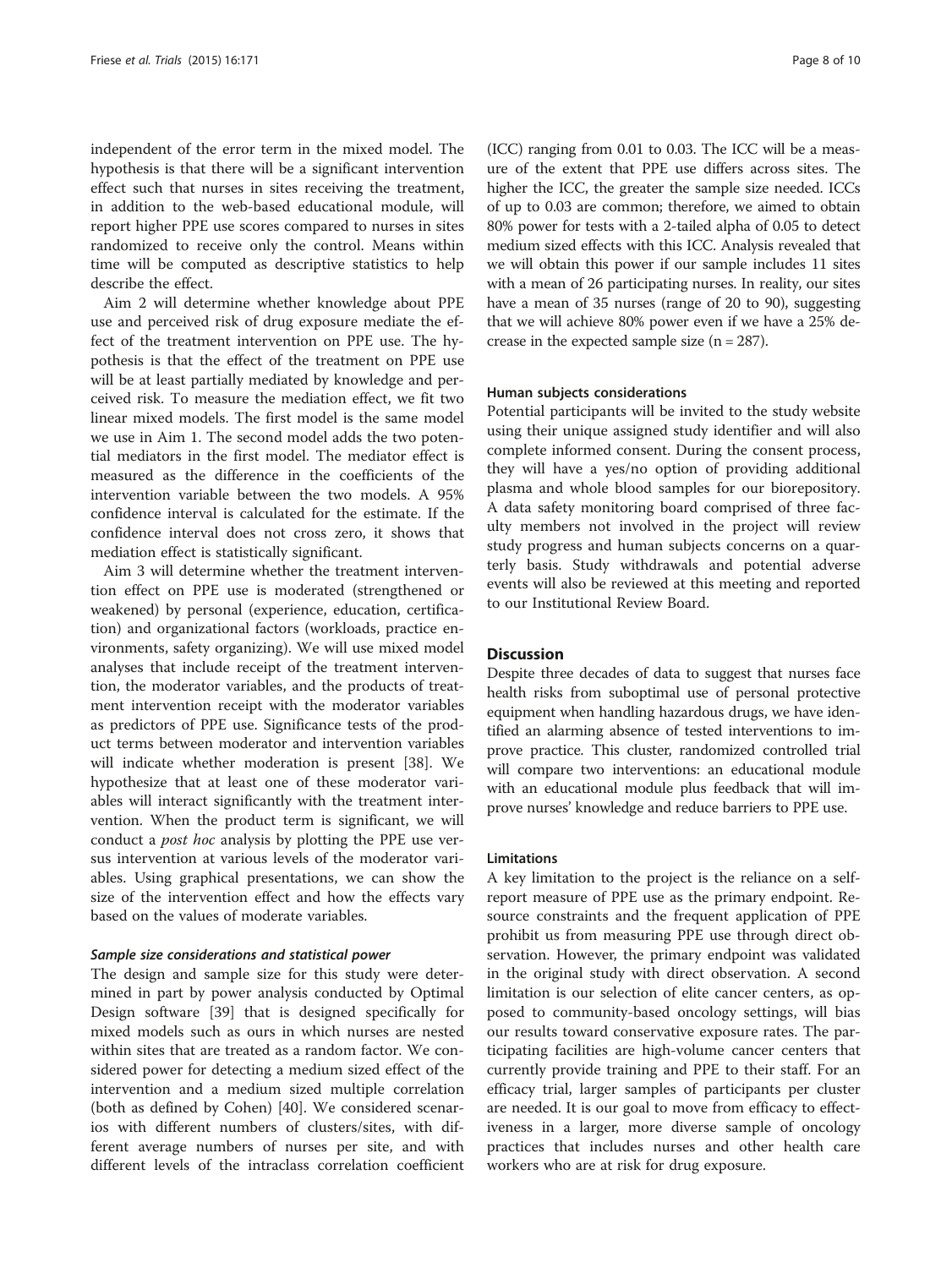independent of the error term in the mixed model. The hypothesis is that there will be a significant intervention effect such that nurses in sites receiving the treatment, in addition to the web-based educational module, will report higher PPE use scores compared to nurses in sites randomized to receive only the control. Means within time will be computed as descriptive statistics to help describe the effect.

Aim 2 will determine whether knowledge about PPE use and perceived risk of drug exposure mediate the effect of the treatment intervention on PPE use. The hypothesis is that the effect of the treatment on PPE use will be at least partially mediated by knowledge and perceived risk. To measure the mediation effect, we fit two linear mixed models. The first model is the same model we use in Aim 1. The second model adds the two potential mediators in the first model. The mediator effect is measured as the difference in the coefficients of the intervention variable between the two models. A 95% confidence interval is calculated for the estimate. If the confidence interval does not cross zero, it shows that mediation effect is statistically significant.

Aim 3 will determine whether the treatment intervention effect on PPE use is moderated (strengthened or weakened) by personal (experience, education, certification) and organizational factors (workloads, practice environments, safety organizing). We will use mixed model analyses that include receipt of the treatment intervention, the moderator variables, and the products of treatment intervention receipt with the moderator variables as predictors of PPE use. Significance tests of the product terms between moderator and intervention variables will indicate whether moderation is present [38]. We hypothesize that at least one of these moderator variables will interact significantly with the treatment intervention. When the product term is significant, we will conduct a *post hoc* analysis by plotting the PPE use versus intervention at various levels of the moderator variables. Using graphical presentations, we can show the size of the intervention effect and how the effects vary based on the values of moderate variables.

#### *Sample size considerations and statistical power*

The design and sample size for this study were determined in part by power analysis conducted by Optimal Design software [39] that is designed specifically for mixed models such as ours in which nurses are nested within sites that are treated as a random factor. We considered power for detecting a medium sized effect of the intervention and a medium sized multiple correlation (both as defined by Cohen) [40]. We considered scenarios with different numbers of clusters/sites, with different average numbers of nurses per site, and with different levels of the intraclass correlation coefficient (ICC) ranging from 0.01 to 0.03. The ICC will be a measure of the extent that PPE use differs across sites. The higher the ICC, the greater the sample size needed. ICCs of up to 0.03 are common; therefore, we aimed to obtain 80% power for tests with a 2-tailed alpha of 0.05 to detect medium sized effects with this ICC. Analysis revealed that we will obtain this power if our sample includes 11 sites with a mean of 26 participating nurses. In reality, our sites have a mean of 35 nurses (range of 20 to 90), suggesting that we will achieve 80% power even if we have a 25% decrease in the expected sample size (n = 287).

#### Human subjects considerations

Potential participants will be invited to the study website using their unique assigned study identifier and will also complete informed consent. During the consent process, they will have a yes/no option of providing additional plasma and whole blood samples for our biorepository. A data safety monitoring board comprised of three faculty members not involved in the project will review study progress and human subjects concerns on a quarterly basis. Study withdrawals and potential adverse events will also be reviewed at this meeting and reported to our Institutional Review Board.

## Discussion

Despite three decades of data to suggest that nurses face health risks from suboptimal use of personal protective equipment when handling hazardous drugs, we have identified an alarming absence of tested interventions to improve practice. This cluster, randomized controlled trial will compare two interventions: an educational module with an educational module plus feedback that will improve nurses' knowledge and reduce barriers to PPE use.

### Limitations

A key limitation to the project is the reliance on a self-report measure of PPE use as the primary endpoint. Resource constraints and the frequent application of PPE prohibit us from measuring PPE use through direct observation. However, the primary endpoint was validated in the original study with direct observation. A second limitation is our selection of elite cancer centers, as opposed to community-based oncology settings, will bias our results toward conservative exposure rates. The participating facilities are high-volume cancer centers that currently provide training and PPE to their staff. For an efficacy trial, larger samples of participants per cluster are needed. It is our goal to move from efficacy to effectiveness in a larger, more diverse sample of oncology practices that includes nurses and other health care workers who are at risk for drug exposure.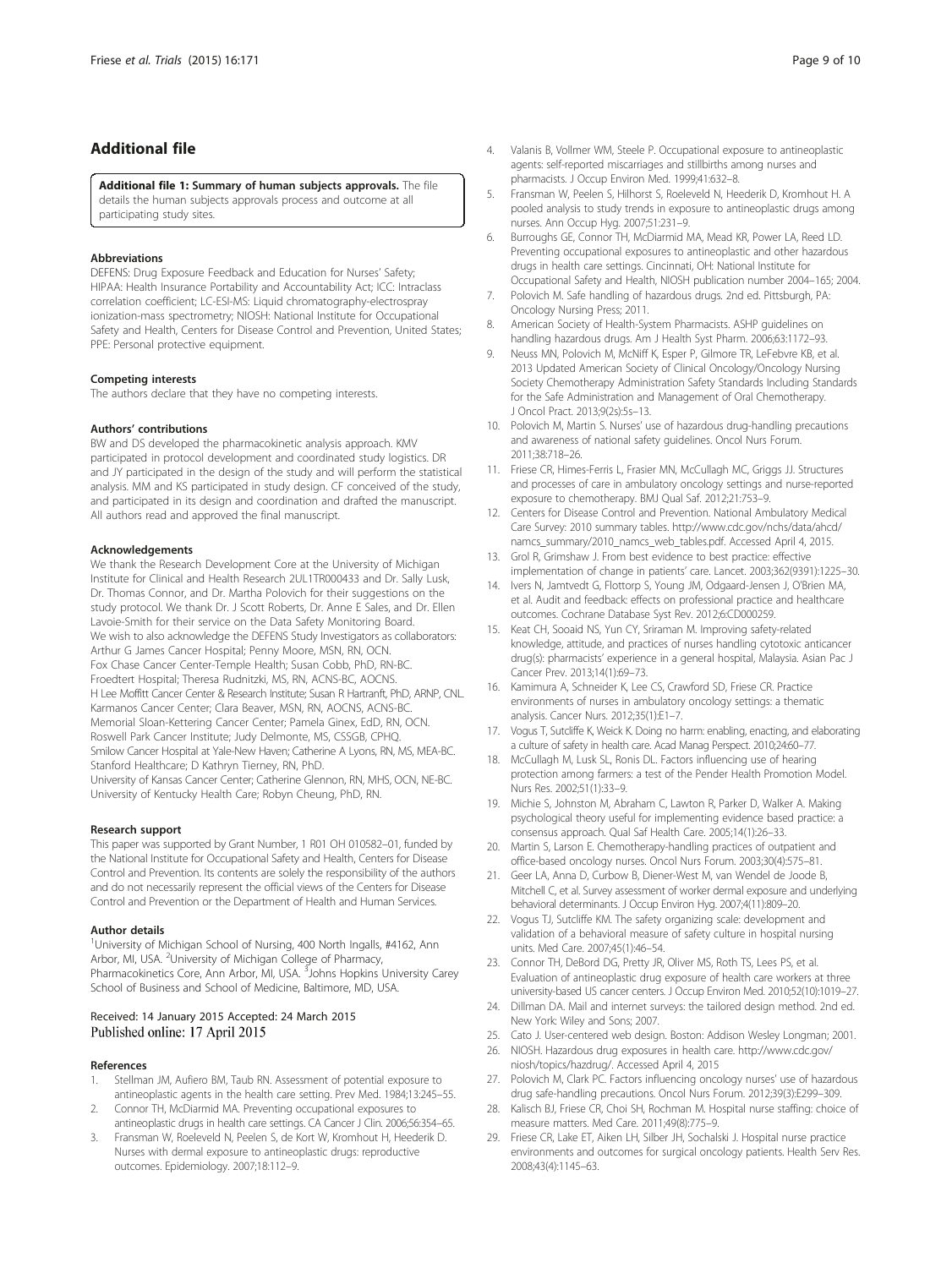## Additional file

**Additional file 1: Summary of human subjects approvals.** The file details the human subjects approvals process and outcome at all participating study sites.

#### Abbreviations

DEFENS: Drug Exposure Feedback and Education for Nurses' Safety; HIPAA: Health Insurance Portability and Accountability Act; ICC: Intraclass correlation coefficient; LC-ESI-MS: Liquid chromatography-electrospray ionization-mass spectrometry; NIOSH: National Institute for Occupational Safety and Health, Centers for Disease Control and Prevention, United States; PPE: Personal protective equipment.

#### Competing interests

The authors declare that they have no competing interests.

#### Authors' contributions

BW and DS developed the pharmacokinetic analysis approach. KMV participated in protocol development and coordinated study logistics. DR and JY participated in the design of the study and will perform the statistical analysis. MM and KS participated in study design. CF conceived of the study, and participated in its design and coordination and drafted the manuscript. All authors read and approved the final manuscript.

#### Acknowledgements

We thank the Research Development Core at the University of Michigan Institute for Clinical and Health Research 2UL1TR000433 and Dr. Sally Lusk, Dr. Thomas Connor, and Dr. Martha Polovich for their suggestions on the study protocol. We thank Dr. J Scott Roberts, Dr. Anne E Sales, and Dr. Ellen Lavoie-Smith for their service on the Data Safety Monitoring Board.
We wish to also acknowledge the DEFENS Study Investigators as collaborators:
Arthur G James Cancer Hospital; Penny Moore, MSN, RN, OCN.
Fox Chase Cancer Center-Temple Health; Susan Cobb, PhD, RN-BC.
Froedtert Hospital; Theresa Rudnitzki, MS, RN, ACNS-BC, AOCNS.
H Lee Moffitt Cancer Center & Research Institute; Susan R Hartranft, PhD, ARNP, CNL.
Karmanos Cancer Center; Clara Beaver, MSN, RN, AOCNS, ACNS-BC.
Memorial Sloan-Kettering Cancer Center; Pamela Ginex, EdD, RN, OCN.
Roswell Park Cancer Institute; Judy Delmonte, MS, CSSGB, CPHQ.
Smilow Cancer Hospital at Yale-New Haven; Catherine A Lyons, RN, MS, MEA-BC.
Stanford Healthcare; D Kathryn Tierney, RN, PhD.
University of Kansas Cancer Center; Catherine Glennon, RN, MHS, OCN, NE-BC.
University of Kentucky Health Care; Robyn Cheung, PhD, RN.

#### Research support

This paper was supported by Grant Number, 1 R01 OH 010582–01, funded by the National Institute for Occupational Safety and Health, Centers for Disease Control and Prevention. Its contents are solely the responsibility of the authors and do not necessarily represent the official views of the Centers for Disease Control and Prevention or the Department of Health and Human Services.

#### Author details

[1]University of Michigan School of Nursing, 400 North Ingalls, #4162, Ann Arbor, MI, USA. [2]University of Michigan College of Pharmacy, Pharmacokinetics Core, Ann Arbor, MI, USA. [3]Johns Hopkins University Carey School of Business and School of Medicine, Baltimore, MD, USA.

Received: 14 January 2015 Accepted: 24 March 2015
Published online: 17 April 2015

#### References

1. Stellman JM, Aufiero BM, Taub RN. Assessment of potential exposure to antineoplastic agents in the health care setting. Prev Med. 1984;13:245–55.
2. Connor TH, McDiarmid MA. Preventing occupational exposures to antineoplastic drugs in health care settings. CA Cancer J Clin. 2006;56:354–65.
3. Fransman W, Roeleveld N, Peelen S, de Kort W, Kromhout H, Heederik D. Nurses with dermal exposure to antineoplastic drugs: reproductive outcomes. Epidemiology. 2007;18:112–9.
4. Valanis B, Vollmer WM, Steele P. Occupational exposure to antineoplastic agents: self-reported miscarriages and stillbirths among nurses and pharmacists. J Occup Environ Med. 1999;41:632–8.
5. Fransman W, Peelen S, Hilhorst S, Roeleveld N, Heederik D, Kromhout H. A pooled analysis to study trends in exposure to antineoplastic drugs among nurses. Ann Occup Hyg. 2007;51:231–9.
6. Burroughs GE, Connor TH, McDiarmid MA, Mead KR, Power LA, Reed LD. Preventing occupational exposures to antineoplastic and other hazardous drugs in health care settings. Cincinnati, OH: National Institute for Occupational Safety and Health, NIOSH publication number 2004–165; 2004.
7. Polovich M. Safe handling of hazardous drugs. 2nd ed. Pittsburgh, PA: Oncology Nursing Press; 2011.
8. American Society of Health-System Pharmacists. ASHP guidelines on handling hazardous drugs. Am J Health Syst Pharm. 2006;63:1172–93.
9. Neuss MN, Polovich M, McNiff K, Esper P, Gilmore TR, LeFebvre KB, et al. 2013 Updated American Society of Clinical Oncology/Oncology Nursing Society Chemotherapy Administration Safety Standards Including Standards for the Safe Administration and Management of Oral Chemotherapy. J Oncol Pract. 2013;9(2s):5s–13.
10. Polovich M, Martin S. Nurses' use of hazardous drug-handling precautions and awareness of national safety guidelines. Oncol Nurs Forum. 2011;38:718–26.
11. Friese CR, Himes-Ferris L, Frasier MN, McCullagh MC, Griggs JJ. Structures and processes of care in ambulatory oncology settings and nurse-reported exposure to chemotherapy. BMJ Qual Saf. 2012;21:753–9.
12. Centers for Disease Control and Prevention. National Ambulatory Medical Care Survey: 2010 summary tables. http://www.cdc.gov/nchs/data/ahcd/namcs_summary/2010_namcs_web_tables.pdf. Accessed April 4, 2015.
13. Grol R, Grimshaw J. From best evidence to best practice: effective implementation of change in patients' care. Lancet. 2003;362(9391):1225–30.
14. Ivers N, Jamtvedt G, Flottorp S, Young JM, Odgaard-Jensen J, O'Brien MA, et al. Audit and feedback: effects on professional practice and healthcare outcomes. Cochrane Database Syst Rev. 2012;6:CD000259.
15. Keat CH, Sooaid NS, Yun CY, Sriraman M. Improving safety-related knowledge, attitude, and practices of nurses handling cytotoxic anticancer drug(s): pharmacists' experience in a general hospital, Malaysia. Asian Pac J Cancer Prev. 2013;14(1):69–73.
16. Kamimura A, Schneider K, Lee CS, Crawford SD, Friese CR. Practice environments of nurses in ambulatory oncology settings: a thematic analysis. Cancer Nurs. 2012;35(1):E1–7.
17. Vogus T, Sutcliffe K, Weick K. Doing no harm: enabling, enacting, and elaborating a culture of safety in health care. Acad Manag Perspect. 2010;24:60–77.
18. McCullagh M, Lusk SL, Ronis DL. Factors influencing use of hearing protection among farmers: a test of the Pender Health Promotion Model. Nurs Res. 2002;51(1):33–9.
19. Michie S, Johnston M, Abraham C, Lawton R, Parker D, Walker A. Making psychological theory useful for implementing evidence based practice: a consensus approach. Qual Saf Health Care. 2005;14(1):26–33.
20. Martin S, Larson E. Chemotherapy-handling practices of outpatient and office-based oncology nurses. Oncol Nurs Forum. 2003;30(4):575–81.
21. Geer LA, Anna D, Curbow B, Diener-West M, van Wendel de Joode B, Mitchell C, et al. Survey assessment of worker dermal exposure and underlying behavioral determinants. J Occup Environ Hyg. 2007;4(11):809–20.
22. Vogus TJ, Sutcliffe KM. The safety organizing scale: development and validation of a behavioral measure of safety culture in hospital nursing units. Med Care. 2007;45(1):46–54.
23. Connor TH, DeBord DG, Pretty JR, Oliver MS, Roth TS, Lees PS, et al. Evaluation of antineoplastic drug exposure of health care workers at three university-based US cancer centers. J Occup Environ Med. 2010;52(10):1019–27.
24. Dillman DA. Mail and internet surveys: the tailored design method. 2nd ed. New York: Wiley and Sons; 2007.
25. Cato J. User-centered web design. Boston: Addison Wesley Longman; 2001.
26. NIOSH. Hazardous drug exposures in health care. http://www.cdc.gov/niosh/topics/hazdrug/. Accessed April 4, 2015
27. Polovich M, Clark PC. Factors influencing oncology nurses' use of hazardous drug safe-handling precautions. Oncol Nurs Forum. 2012;39(3):E299–309.
28. Kalisch BJ, Friese CR, Choi SH, Rochman M. Hospital nurse staffing: choice of measure matters. Med Care. 2011;49(8):775–9.
29. Friese CR, Lake ET, Aiken LH, Silber JH, Sochalski J. Hospital nurse practice environments and outcomes for surgical oncology patients. Health Serv Res. 2008;43(4):1145–63.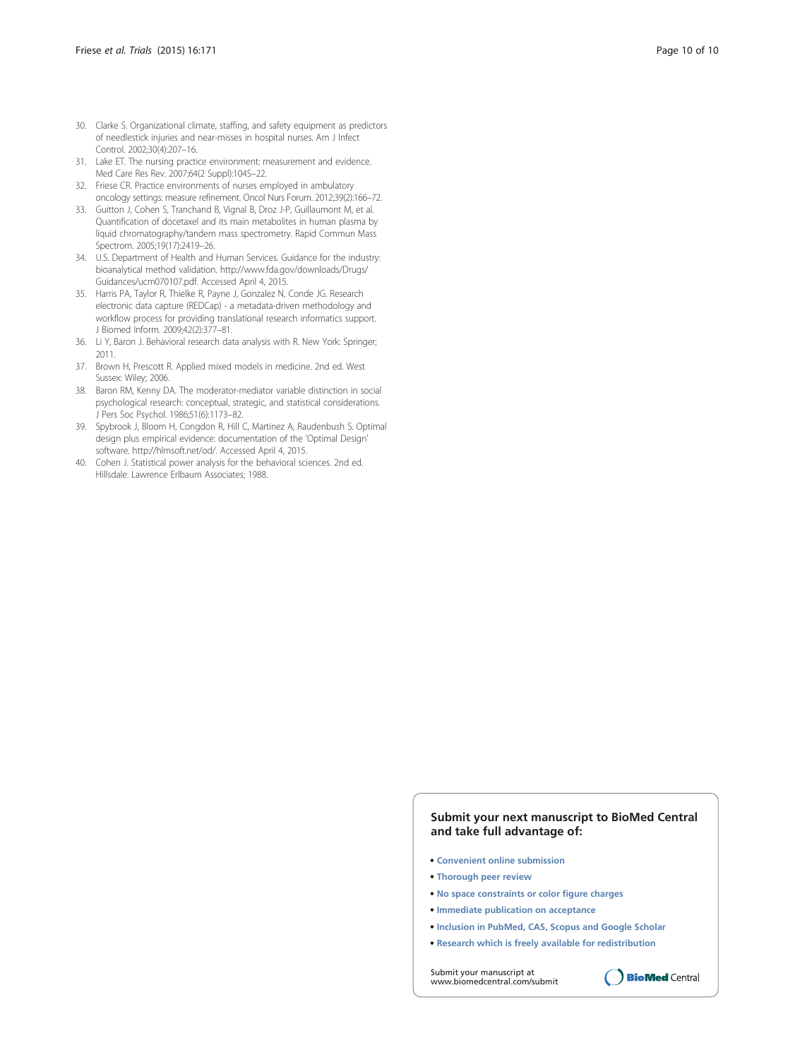30. Clarke S. Organizational climate, staffing, and safety equipment as predictors of needlestick injuries and near-misses in hospital nurses. Am J Infect Control. 2002;30(4):207–16.
31. Lake ET. The nursing practice environment: measurement and evidence. Med Care Res Rev. 2007;64(2 Suppl):104S–22.
32. Friese CR. Practice environments of nurses employed in ambulatory oncology settings: measure refinement. Oncol Nurs Forum. 2012;39(2):166–72.
33. Guitton J, Cohen S, Tranchand B, Vignal B, Droz J-P, Guillaumont M, et al. Quantification of docetaxel and its main metabolites in human plasma by liquid chromatography/tandem mass spectrometry. Rapid Commun Mass Spectrom. 2005;19(17):2419–26.
34. U.S. Department of Health and Human Services. Guidance for the industry: bioanalytical method validation. http://www.fda.gov/downloads/Drugs/Guidances/ucm070107.pdf. Accessed April 4, 2015.
35. Harris PA, Taylor R, Thielke R, Payne J, Gonzalez N, Conde JG. Research electronic data capture (REDCap) - a metadata-driven methodology and workflow process for providing translational research informatics support. J Biomed Inform. 2009;42(2):377–81.
36. Li Y, Baron J. Behavioral research data analysis with R. New York: Springer; 2011.
37. Brown H, Prescott R. Applied mixed models in medicine. 2nd ed. West Sussex: Wiley; 2006.
38. Baron RM, Kenny DA. The moderator-mediator variable distinction in social psychological research: conceptual, strategic, and statistical considerations. J Pers Soc Psychol. 1986;51(6):1173–82.
39. Spybrook J, Bloom H, Congdon R, Hill C, Martinez A, Raudenbush S. Optimal design plus empirical evidence: documentation of the 'Optimal Design' software. http://hlmsoft.net/od/. Accessed April 4, 2015.
40. Cohen J. Statistical power analysis for the behavioral sciences. 2nd ed. Hillsdale: Lawrence Erlbaum Associates; 1988.

**Submit your next manuscript to BioMed Central and take full advantage of:**

- **Convenient online submission**
- **Thorough peer review**
- **No space constraints or color figure charges**
- **Immediate publication on acceptance**
- **Inclusion in PubMed, CAS, Scopus and Google Scholar**
- **Research which is freely available for redistribution**

Submit your manuscript at
www.biomedcentral.com/submit

BioMed Central